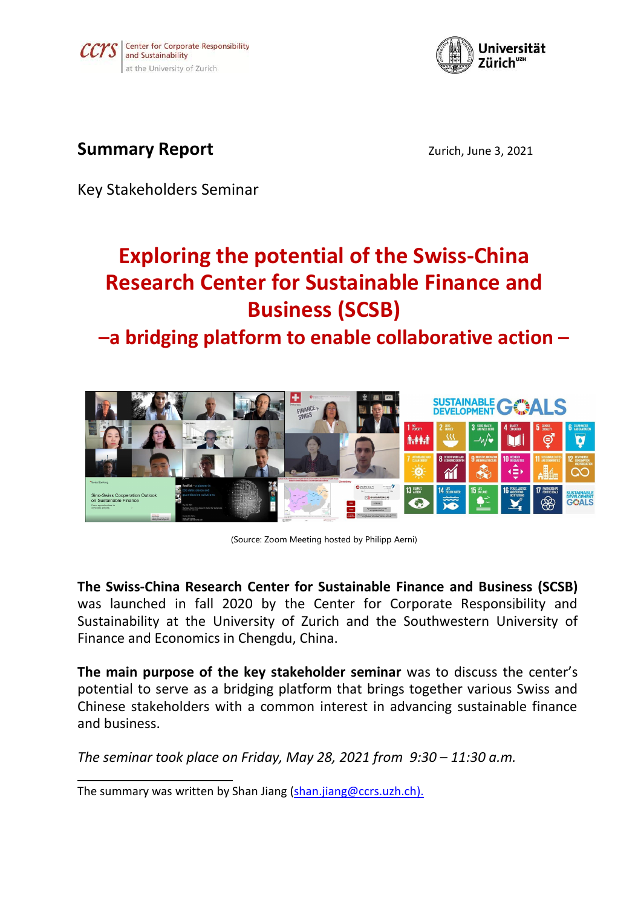ccrs | Center for Corporate Responsibility and Sustainability at the University of Zurich

Universität Zürich[UZH]

**Summary Report**

Zurich, June 3, 2021

Key Stakeholders Seminar

# Exploring the potential of the Swiss-China Research Center for Sustainable Finance and Business (SCSB)

## –a bridging platform to enable collaborative action –

(Source: Zoom Meeting hosted by Philipp Aerni)

**The Swiss-China Research Center for Sustainable Finance and Business (SCSB)** was launched in fall 2020 by the Center for Corporate Responsibility and Sustainability at the University of Zurich and the Southwestern University of Finance and Economics in Chengdu, China.

**The main purpose of the key stakeholder seminar** was to discuss the center's potential to serve as a bridging platform that brings together various Swiss and Chinese stakeholders with a common interest in advancing sustainable finance and business.

*The seminar took place on Friday, May 28, 2021 from 9:30 – 11:30 a.m.*

---

The summary was written by Shan Jiang (shan.jiang@ccrs.uzh.ch).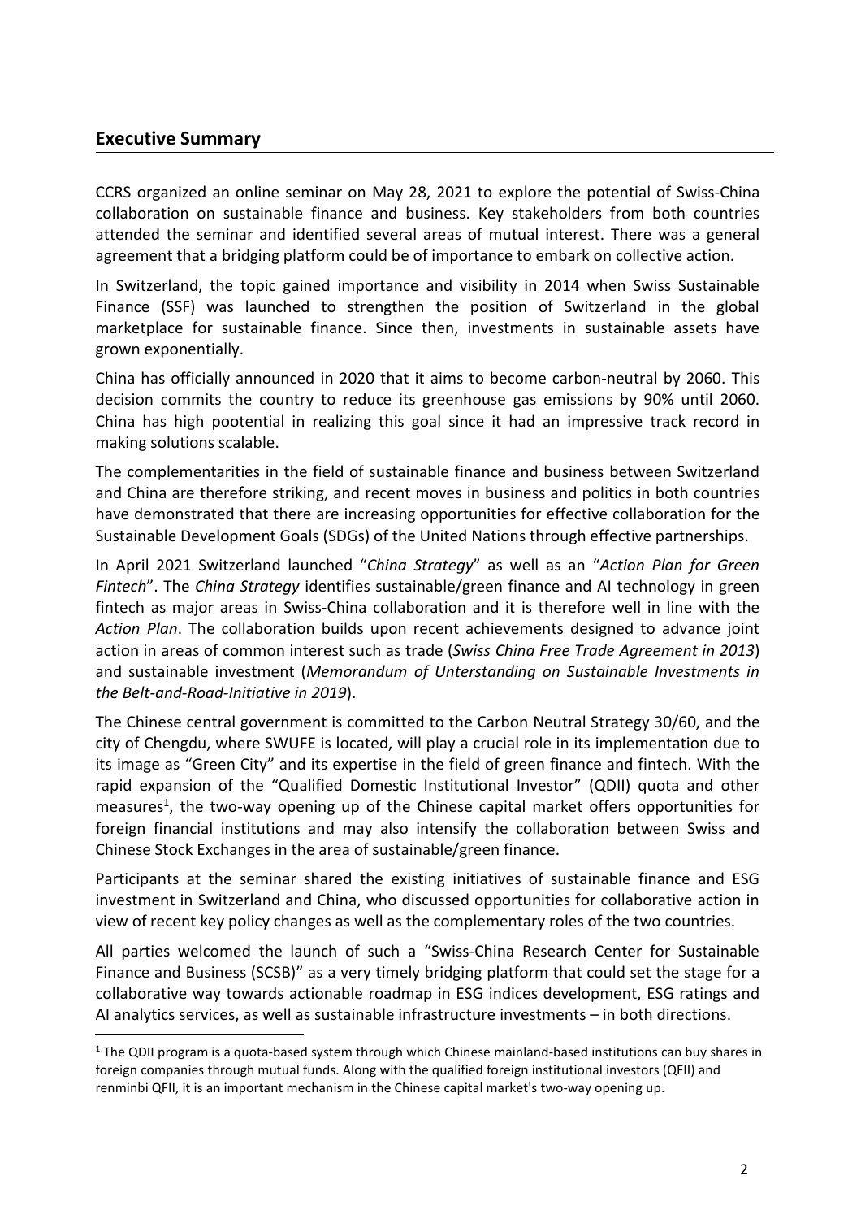## Executive Summary

CCRS organized an online seminar on May 28, 2021 to explore the potential of Swiss-China collaboration on sustainable finance and business. Key stakeholders from both countries attended the seminar and identified several areas of mutual interest. There was a general agreement that a bridging platform could be of importance to embark on collective action.

In Switzerland, the topic gained importance and visibility in 2014 when Swiss Sustainable Finance (SSF) was launched to strengthen the position of Switzerland in the global marketplace for sustainable finance. Since then, investments in sustainable assets have grown exponentially.

China has officially announced in 2020 that it aims to become carbon-neutral by 2060. This decision commits the country to reduce its greenhouse gas emissions by 90% until 2060. China has high pootential in realizing this goal since it had an impressive track record in making solutions scalable.

The complementarities in the field of sustainable finance and business between Switzerland and China are therefore striking, and recent moves in business and politics in both countries have demonstrated that there are increasing opportunities for effective collaboration for the Sustainable Development Goals (SDGs) of the United Nations through effective partnerships.

In April 2021 Switzerland launched "*China Strategy*" as well as an "*Action Plan for Green Fintech*". The *China Strategy* identifies sustainable/green finance and AI technology in green fintech as major areas in Swiss-China collaboration and it is therefore well in line with the *Action Plan*. The collaboration builds upon recent achievements designed to advance joint action in areas of common interest such as trade (*Swiss China Free Trade Agreement in 2013*) and sustainable investment (*Memorandum of Unterstanding on Sustainable Investments in the Belt-and-Road-Initiative in 2019*).

The Chinese central government is committed to the Carbon Neutral Strategy 30/60, and the city of Chengdu, where SWUFE is located, will play a crucial role in its implementation due to its image as "Green City" and its expertise in the field of green finance and fintech. With the rapid expansion of the "Qualified Domestic Institutional Investor" (QDII) quota and other measures[1], the two-way opening up of the Chinese capital market offers opportunities for foreign financial institutions and may also intensify the collaboration between Swiss and Chinese Stock Exchanges in the area of sustainable/green finance.

Participants at the seminar shared the existing initiatives of sustainable finance and ESG investment in Switzerland and China, who discussed opportunities for collaborative action in view of recent key policy changes as well as the complementary roles of the two countries.

All parties welcomed the launch of such a "Swiss-China Research Center for Sustainable Finance and Business (SCSB)" as a very timely bridging platform that could set the stage for a collaborative way towards actionable roadmap in ESG indices development, ESG ratings and AI analytics services, as well as sustainable infrastructure investments – in both directions.

[1] The QDII program is a quota-based system through which Chinese mainland-based institutions can buy shares in foreign companies through mutual funds. Along with the qualified foreign institutional investors (QFII) and renminbi QFII, it is an important mechanism in the Chinese capital market's two-way opening up.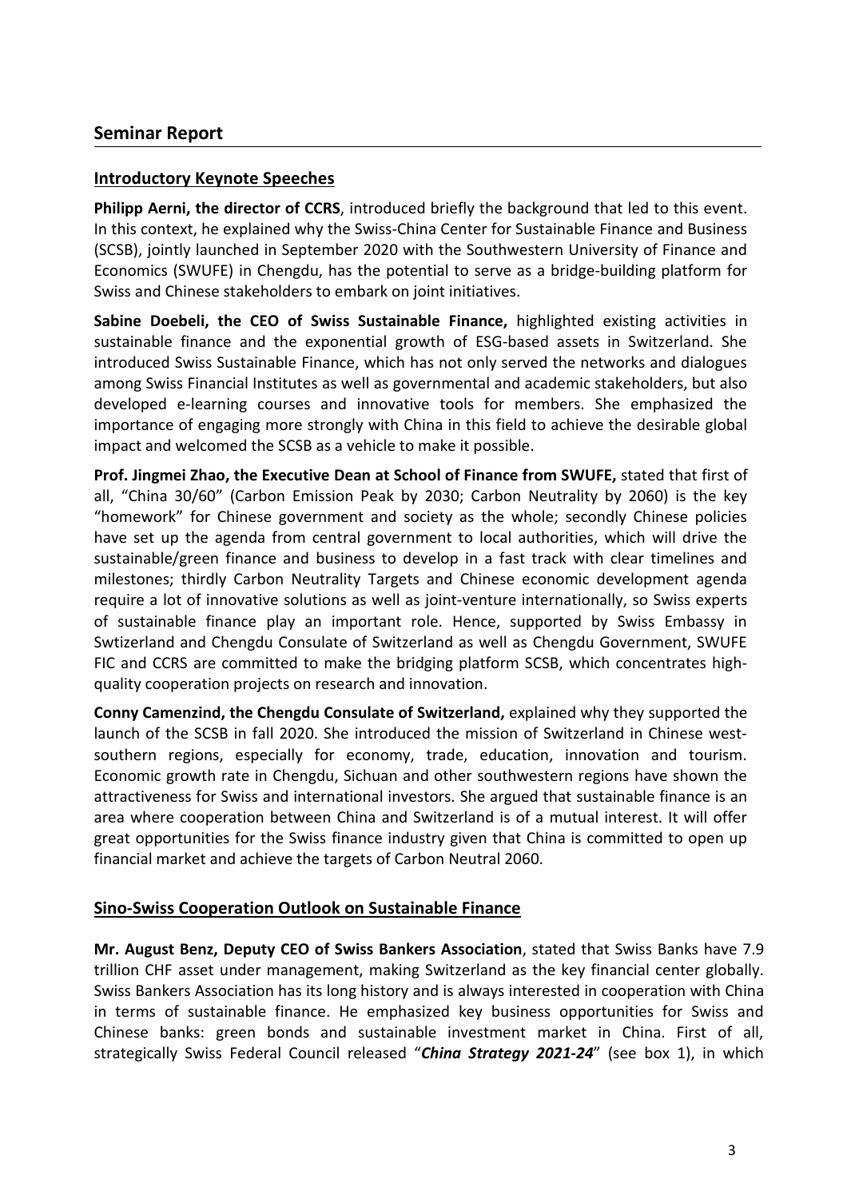## Seminar Report

### Introductory Keynote Speeches

**Philipp Aerni, the director of CCRS**, introduced briefly the background that led to this event. In this context, he explained why the Swiss-China Center for Sustainable Finance and Business (SCSB), jointly launched in September 2020 with the Southwestern University of Finance and Economics (SWUFE) in Chengdu, has the potential to serve as a bridge-building platform for Swiss and Chinese stakeholders to embark on joint initiatives.

**Sabine Doebeli, the CEO of Swiss Sustainable Finance,** highlighted existing activities in sustainable finance and the exponential growth of ESG-based assets in Switzerland. She introduced Swiss Sustainable Finance, which has not only served the networks and dialogues among Swiss Financial Institutes as well as governmental and academic stakeholders, but also developed e-learning courses and innovative tools for members. She emphasized the importance of engaging more strongly with China in this field to achieve the desirable global impact and welcomed the SCSB as a vehicle to make it possible.

**Prof. Jingmei Zhao, the Executive Dean at School of Finance from SWUFE,** stated that first of all, "China 30/60" (Carbon Emission Peak by 2030; Carbon Neutrality by 2060) is the key "homework" for Chinese government and society as the whole; secondly Chinese policies have set up the agenda from central government to local authorities, which will drive the sustainable/green finance and business to develop in a fast track with clear timelines and milestones; thirdly Carbon Neutrality Targets and Chinese economic development agenda require a lot of innovative solutions as well as joint-venture internationally, so Swiss experts of sustainable finance play an important role. Hence, supported by Swiss Embassy in Swtizerland and Chengdu Consulate of Switzerland as well as Chengdu Government, SWUFE FIC and CCRS are committed to make the bridging platform SCSB, which concentrates high-quality cooperation projects on research and innovation.

**Conny Camenzind, the Chengdu Consulate of Switzerland,** explained why they supported the launch of the SCSB in fall 2020. She introduced the mission of Switzerland in Chinese west-southern regions, especially for economy, trade, education, innovation and tourism. Economic growth rate in Chengdu, Sichuan and other southwestern regions have shown the attractiveness for Swiss and international investors. She argued that sustainable finance is an area where cooperation between China and Switzerland is of a mutual interest. It will offer great opportunities for the Swiss finance industry given that China is committed to open up financial market and achieve the targets of Carbon Neutral 2060.

### Sino-Swiss Cooperation Outlook on Sustainable Finance

**Mr. August Benz, Deputy CEO of Swiss Bankers Association**, stated that Swiss Banks have 7.9 trillion CHF asset under management, making Switzerland as the key financial center globally. Swiss Bankers Association has its long history and is always interested in cooperation with China in terms of sustainable finance. He emphasized key business opportunities for Swiss and Chinese banks: green bonds and sustainable investment market in China. First of all, strategically Swiss Federal Council released "***China Strategy 2021-24***" (see box 1), in which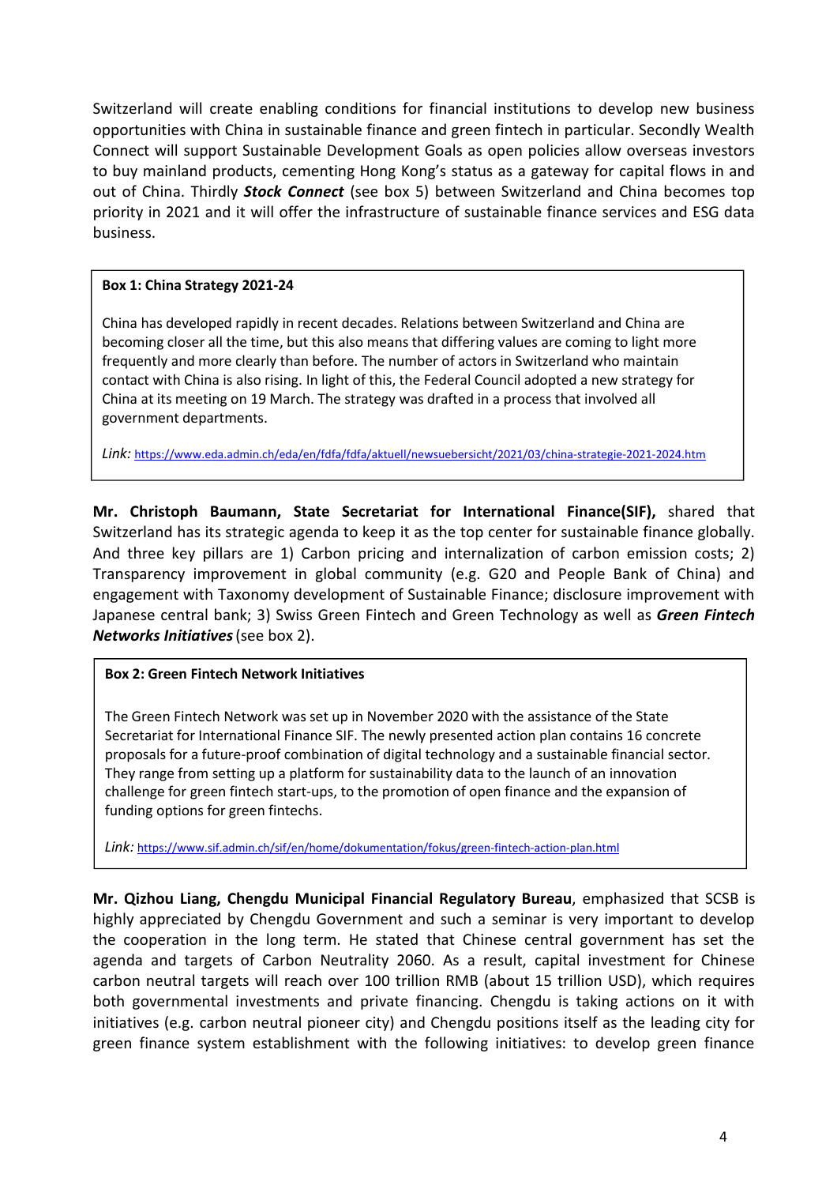Switzerland will create enabling conditions for financial institutions to develop new business opportunities with China in sustainable finance and green fintech in particular. Secondly Wealth Connect will support Sustainable Development Goals as open policies allow overseas investors to buy mainland products, cementing Hong Kong's status as a gateway for capital flows in and out of China. Thirdly ***Stock Connect*** (see box 5) between Switzerland and China becomes top priority in 2021 and it will offer the infrastructure of sustainable finance services and ESG data business.

> **Box 1: China Strategy 2021-24**
>
> China has developed rapidly in recent decades. Relations between Switzerland and China are becoming closer all the time, but this also means that differing values are coming to light more frequently and more clearly than before. The number of actors in Switzerland who maintain contact with China is also rising. In light of this, the Federal Council adopted a new strategy for China at its meeting on 19 March. The strategy was drafted in a process that involved all government departments.
>
> *Link:* https://www.eda.admin.ch/eda/en/fdfa/fdfa/aktuell/newsuebersicht/2021/03/china-strategie-2021-2024.htm

**Mr. Christoph Baumann, State Secretariat for International Finance(SIF),** shared that Switzerland has its strategic agenda to keep it as the top center for sustainable finance globally. And three key pillars are 1) Carbon pricing and internalization of carbon emission costs; 2) Transparency improvement in global community (e.g. G20 and People Bank of China) and engagement with Taxonomy development of Sustainable Finance; disclosure improvement with Japanese central bank; 3) Swiss Green Fintech and Green Technology as well as ***Green Fintech Networks Initiatives*** (see box 2).

> **Box 2: Green Fintech Network Initiatives**
>
> The Green Fintech Network was set up in November 2020 with the assistance of the State Secretariat for International Finance SIF. The newly presented action plan contains 16 concrete proposals for a future-proof combination of digital technology and a sustainable financial sector. They range from setting up a platform for sustainability data to the launch of an innovation challenge for green fintech start-ups, to the promotion of open finance and the expansion of funding options for green fintechs.
>
> *Link:* https://www.sif.admin.ch/sif/en/home/dokumentation/fokus/green-fintech-action-plan.html

**Mr. Qizhou Liang, Chengdu Municipal Financial Regulatory Bureau**, emphasized that SCSB is highly appreciated by Chengdu Government and such a seminar is very important to develop the cooperation in the long term. He stated that Chinese central government has set the agenda and targets of Carbon Neutrality 2060. As a result, capital investment for Chinese carbon neutral targets will reach over 100 trillion RMB (about 15 trillion USD), which requires both governmental investments and private financing. Chengdu is taking actions on it with initiatives (e.g. carbon neutral pioneer city) and Chengdu positions itself as the leading city for green finance system establishment with the following initiatives: to develop green finance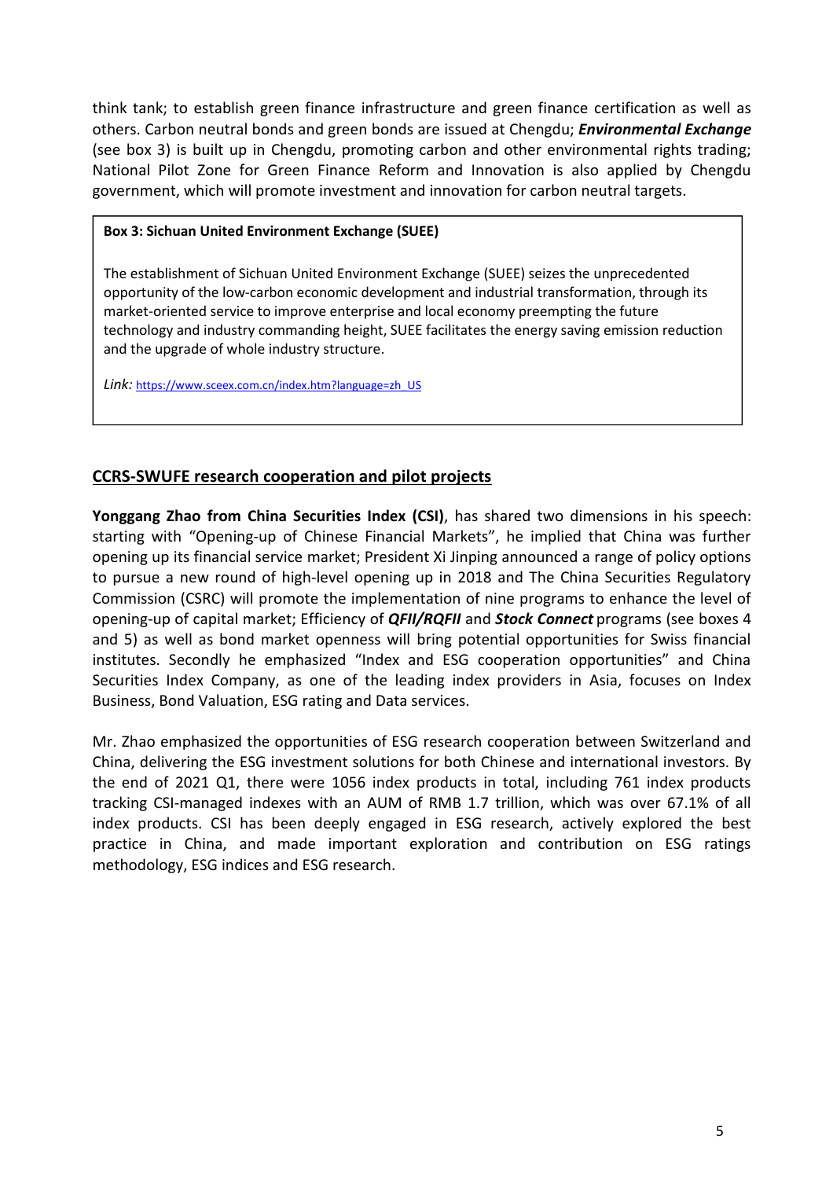think tank; to establish green finance infrastructure and green finance certification as well as others. Carbon neutral bonds and green bonds are issued at Chengdu; ***Environmental Exchange*** (see box 3) is built up in Chengdu, promoting carbon and other environmental rights trading; National Pilot Zone for Green Finance Reform and Innovation is also applied by Chengdu government, which will promote investment and innovation for carbon neutral targets.

> **Box 3: Sichuan United Environment Exchange (SUEE)**
>
> The establishment of Sichuan United Environment Exchange (SUEE) seizes the unprecedented opportunity of the low-carbon economic development and industrial transformation, through its market-oriented service to improve enterprise and local economy preempting the future technology and industry commanding height, SUEE facilitates the energy saving emission reduction and the upgrade of whole industry structure.
>
> *Link:* https://www.sceex.com.cn/index.htm?language=zh_US

## CCRS-SWUFE research cooperation and pilot projects

**Yonggang Zhao from China Securities Index (CSI)**, has shared two dimensions in his speech: starting with "Opening-up of Chinese Financial Markets", he implied that China was further opening up its financial service market; President Xi Jinping announced a range of policy options to pursue a new round of high-level opening up in 2018 and The China Securities Regulatory Commission (CSRC) will promote the implementation of nine programs to enhance the level of opening-up of capital market; Efficiency of ***QFII/RQFII*** and ***Stock Connect*** programs (see boxes 4 and 5) as well as bond market openness will bring potential opportunities for Swiss financial institutes. Secondly he emphasized "Index and ESG cooperation opportunities" and China Securities Index Company, as one of the leading index providers in Asia, focuses on Index Business, Bond Valuation, ESG rating and Data services.

Mr. Zhao emphasized the opportunities of ESG research cooperation between Switzerland and China, delivering the ESG investment solutions for both Chinese and international investors. By the end of 2021 Q1, there were 1056 index products in total, including 761 index products tracking CSI-managed indexes with an AUM of RMB 1.7 trillion, which was over 67.1% of all index products. CSI has been deeply engaged in ESG research, actively explored the best practice in China, and made important exploration and contribution on ESG ratings methodology, ESG indices and ESG research.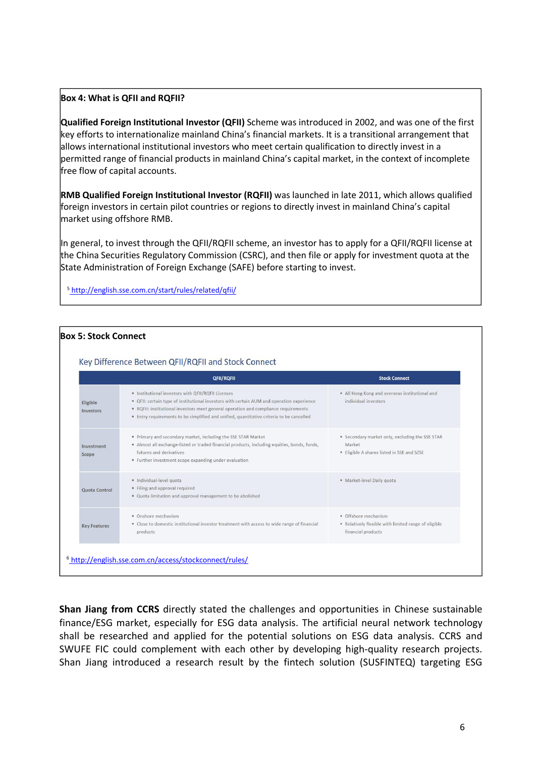**Box 4: What is QFII and RQFII?**

**Qualified Foreign Institutional Investor (QFII)** Scheme was introduced in 2002, and was one of the first key efforts to internationalize mainland China's financial markets. It is a transitional arrangement that allows international institutional investors who meet certain qualification to directly invest in a permitted range of financial products in mainland China's capital market, in the context of incomplete free flow of capital accounts.

**RMB Qualified Foreign Institutional Investor (RQFII)** was launched in late 2011, which allows qualified foreign investors in certain pilot countries or regions to directly invest in mainland China's capital market using offshore RMB.

In general, to invest through the QFII/RQFII scheme, an investor has to apply for a QFII/RQFII license at the China Securities Regulatory Commission (CSRC), and then file or apply for investment quota at the State Administration of Foreign Exchange (SAFE) before starting to invest.

[5] http://english.sse.com.cn/start/rules/related/qfii/

**Box 5: Stock Connect**

Key Difference Between QFII/RQFII and Stock Connect

| | QFII/RQFII | Stock Connect |
|---|---|---|
| Eligible Investors | • Institutional investors with QFII/RQFII Licenses<br>• QFII: certain type of institutional investors with certain AUM and operation experience<br>• RQFII: institutional investors meet general operation and compliance requirements<br>• Entry requirements to be simplified and unified, quantitative criteria to be cancelled | • All Hong Kong and overseas institutional and individual investors |
| Investment Scope | • Primary and secondary market, including the SSE STAR Market<br>• Almost all exchange-listed or traded financial products, including equities, bonds, funds, futures and derivatives<br>• Further investment scope expanding under evaluation | • Secondary market only, excluding the SSE STAR Market<br>• Eligible A shares listed in SSE and SZSE |
| Quota Control | • Individual-level quota<br>• Filing and approval required<br>• Quota limitation and approval management to be abolished | • Market-level Daily quota |
| Key Features | • Onshore mechanism<br>• Close to domestic institutional investor treatment with access to wide range of financial products | • Offshore mechanism<br>• Relatively flexible with limited range of eligible financial products |

[6] http://english.sse.com.cn/access/stockconnect/rules/

**Shan Jiang from CCRS** directly stated the challenges and opportunities in Chinese sustainable finance/ESG market, especially for ESG data analysis. The artificial neural network technology shall be researched and applied for the potential solutions on ESG data analysis. CCRS and SWUFE FIC could complement with each other by developing high-quality research projects. Shan Jiang introduced a research result by the fintech solution (SUSFINTEQ) targeting ESG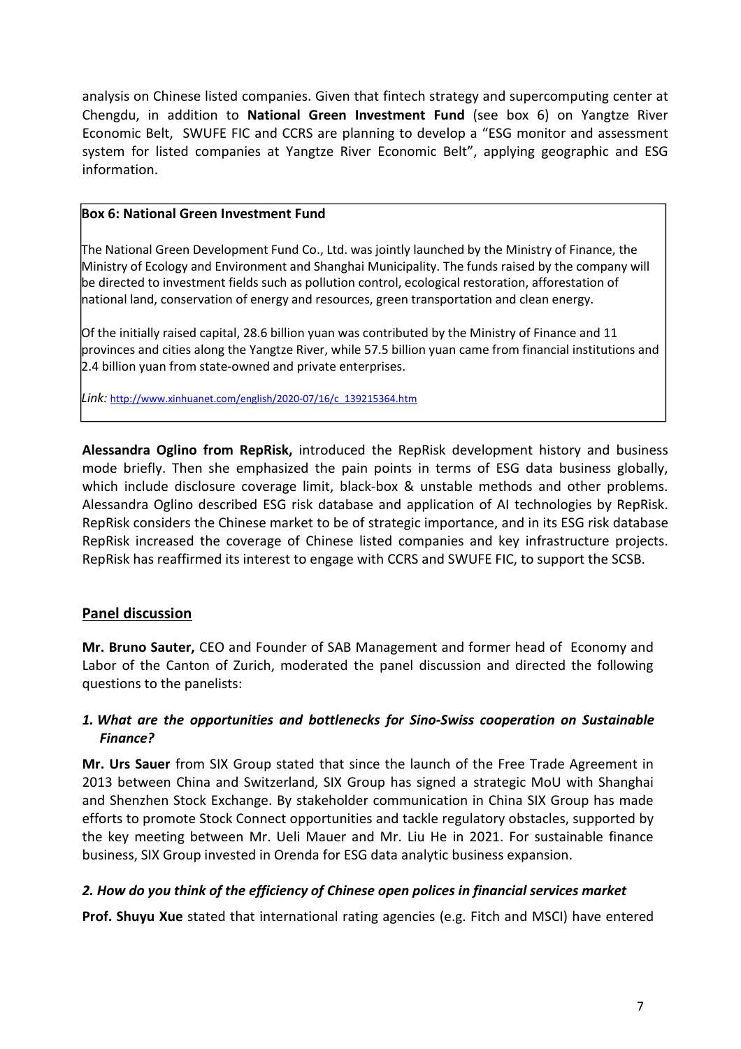analysis on Chinese listed companies. Given that fintech strategy and supercomputing center at Chengdu, in addition to **National Green Investment Fund** (see box 6) on Yangtze River Economic Belt, SWUFE FIC and CCRS are planning to develop a "ESG monitor and assessment system for listed companies at Yangtze River Economic Belt", applying geographic and ESG information.

> **Box 6: National Green Investment Fund**
>
> The National Green Development Fund Co., Ltd. was jointly launched by the Ministry of Finance, the Ministry of Ecology and Environment and Shanghai Municipality. The funds raised by the company will be directed to investment fields such as pollution control, ecological restoration, afforestation of national land, conservation of energy and resources, green transportation and clean energy.
>
> Of the initially raised capital, 28.6 billion yuan was contributed by the Ministry of Finance and 11 provinces and cities along the Yangtze River, while 57.5 billion yuan came from financial institutions and 2.4 billion yuan from state-owned and private enterprises.
>
> *Link:* http://www.xinhuanet.com/english/2020-07/16/c_139215364.htm

**Alessandra Oglino from RepRisk,** introduced the RepRisk development history and business mode briefly. Then she emphasized the pain points in terms of ESG data business globally, which include disclosure coverage limit, black-box & unstable methods and other problems. Alessandra Oglino described ESG risk database and application of AI technologies by RepRisk. RepRisk considers the Chinese market to be of strategic importance, and in its ESG risk database RepRisk increased the coverage of Chinese listed companies and key infrastructure projects. RepRisk has reaffirmed its interest to engage with CCRS and SWUFE FIC, to support the SCSB.

## Panel discussion

**Mr. Bruno Sauter,** CEO and Founder of SAB Management and former head of Economy and Labor of the Canton of Zurich, moderated the panel discussion and directed the following questions to the panelists:

### *1. What are the opportunities and bottlenecks for Sino-Swiss cooperation on Sustainable Finance?*

**Mr. Urs Sauer** from SIX Group stated that since the launch of the Free Trade Agreement in 2013 between China and Switzerland, SIX Group has signed a strategic MoU with Shanghai and Shenzhen Stock Exchange. By stakeholder communication in China SIX Group has made efforts to promote Stock Connect opportunities and tackle regulatory obstacles, supported by the key meeting between Mr. Ueli Mauer and Mr. Liu He in 2021. For sustainable finance business, SIX Group invested in Orenda for ESG data analytic business expansion.

### *2. How do you think of the efficiency of Chinese open polices in financial services market*

**Prof. Shuyu Xue** stated that international rating agencies (e.g. Fitch and MSCI) have entered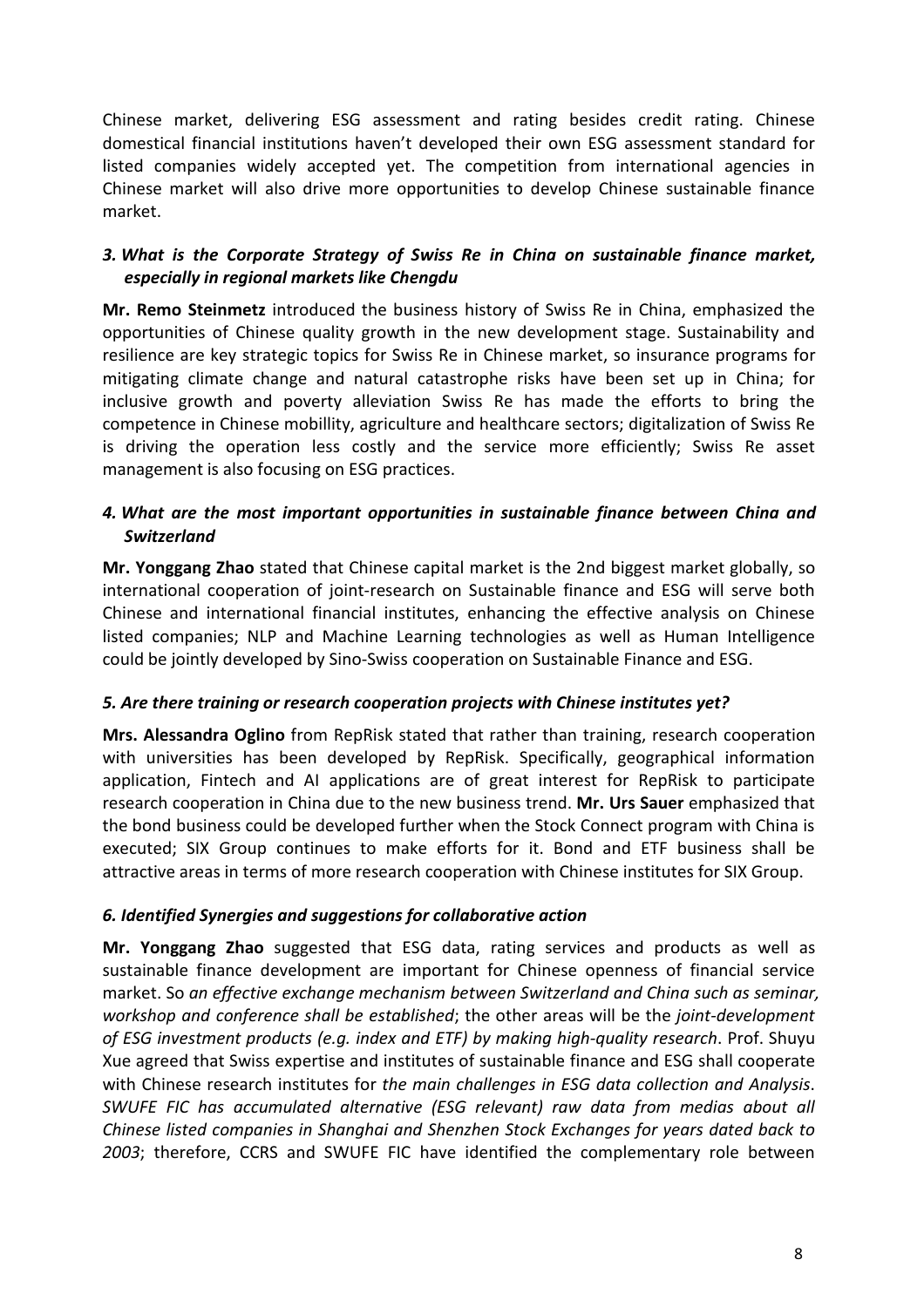Chinese market, delivering ESG assessment and rating besides credit rating. Chinese domestical financial institutions haven't developed their own ESG assessment standard for listed companies widely accepted yet. The competition from international agencies in Chinese market will also drive more opportunities to develop Chinese sustainable finance market.

### *3. What is the Corporate Strategy of Swiss Re in China on sustainable finance market, especially in regional markets like Chengdu*

**Mr. Remo Steinmetz** introduced the business history of Swiss Re in China, emphasized the opportunities of Chinese quality growth in the new development stage. Sustainability and resilience are key strategic topics for Swiss Re in Chinese market, so insurance programs for mitigating climate change and natural catastrophe risks have been set up in China; for inclusive growth and poverty alleviation Swiss Re has made the efforts to bring the competence in Chinese mobillity, agriculture and healthcare sectors; digitalization of Swiss Re is driving the operation less costly and the service more efficiently; Swiss Re asset management is also focusing on ESG practices.

### *4. What are the most important opportunities in sustainable finance between China and Switzerland*

**Mr. Yonggang Zhao** stated that Chinese capital market is the 2nd biggest market globally, so international cooperation of joint-research on Sustainable finance and ESG will serve both Chinese and international financial institutes, enhancing the effective analysis on Chinese listed companies; NLP and Machine Learning technologies as well as Human Intelligence could be jointly developed by Sino-Swiss cooperation on Sustainable Finance and ESG.

### *5. Are there training or research cooperation projects with Chinese institutes yet?*

**Mrs. Alessandra Oglino** from RepRisk stated that rather than training, research cooperation with universities has been developed by RepRisk. Specifically, geographical information application, Fintech and AI applications are of great interest for RepRisk to participate research cooperation in China due to the new business trend. **Mr. Urs Sauer** emphasized that the bond business could be developed further when the Stock Connect program with China is executed; SIX Group continues to make efforts for it. Bond and ETF business shall be attractive areas in terms of more research cooperation with Chinese institutes for SIX Group.

### *6. Identified Synergies and suggestions for collaborative action*

**Mr. Yonggang Zhao** suggested that ESG data, rating services and products as well as sustainable finance development are important for Chinese openness of financial service market. So *an effective exchange mechanism between Switzerland and China such as seminar, workshop and conference shall be established*; the other areas will be the *joint-development of ESG investment products (e.g. index and ETF) by making high-quality research*. Prof. Shuyu Xue agreed that Swiss expertise and institutes of sustainable finance and ESG shall cooperate with Chinese research institutes for *the main challenges in ESG data collection and Analysis*. *SWUFE FIC has accumulated alternative (ESG relevant) raw data from medias about all Chinese listed companies in Shanghai and Shenzhen Stock Exchanges for years dated back to 2003*; therefore, CCRS and SWUFE FIC have identified the complementary role between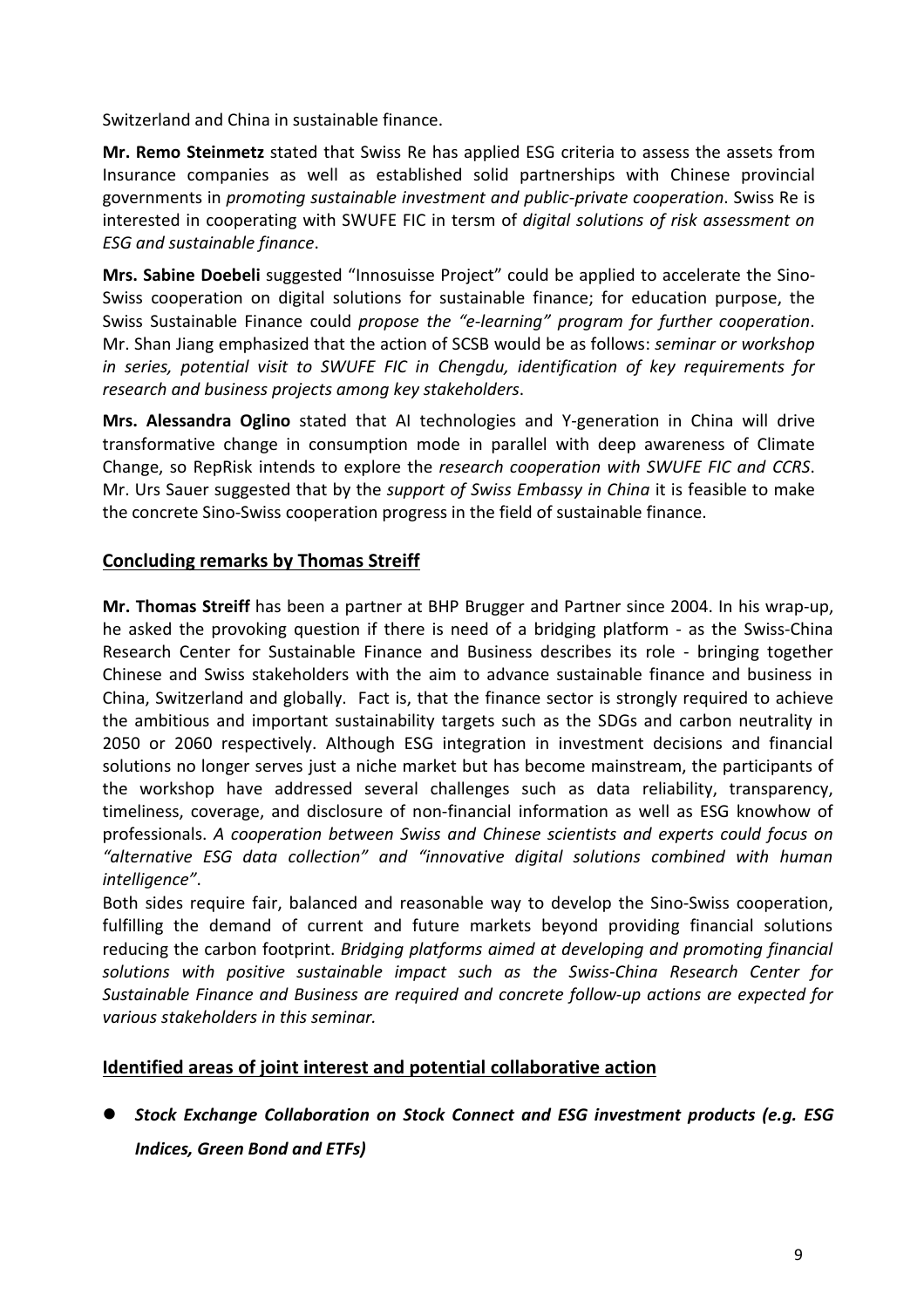Switzerland and China in sustainable finance.

**Mr. Remo Steinmetz** stated that Swiss Re has applied ESG criteria to assess the assets from Insurance companies as well as established solid partnerships with Chinese provincial governments in *promoting sustainable investment and public-private cooperation*. Swiss Re is interested in cooperating with SWUFE FIC in tersm of *digital solutions of risk assessment on ESG and sustainable finance*.

**Mrs. Sabine Doebeli** suggested "Innosuisse Project" could be applied to accelerate the Sino-Swiss cooperation on digital solutions for sustainable finance; for education purpose, the Swiss Sustainable Finance could *propose the "e-learning" program for further cooperation*. Mr. Shan Jiang emphasized that the action of SCSB would be as follows: *seminar or workshop in series, potential visit to SWUFE FIC in Chengdu, identification of key requirements for research and business projects among key stakeholders*.

**Mrs. Alessandra Oglino** stated that AI technologies and Y-generation in China will drive transformative change in consumption mode in parallel with deep awareness of Climate Change, so RepRisk intends to explore the *research cooperation with SWUFE FIC and CCRS*. Mr. Urs Sauer suggested that by the *support of Swiss Embassy in China* it is feasible to make the concrete Sino-Swiss cooperation progress in the field of sustainable finance.

## Concluding remarks by Thomas Streiff

**Mr. Thomas Streiff** has been a partner at BHP Brugger and Partner since 2004. In his wrap-up, he asked the provoking question if there is need of a bridging platform - as the Swiss-China Research Center for Sustainable Finance and Business describes its role - bringing together Chinese and Swiss stakeholders with the aim to advance sustainable finance and business in China, Switzerland and globally. Fact is, that the finance sector is strongly required to achieve the ambitious and important sustainability targets such as the SDGs and carbon neutrality in 2050 or 2060 respectively. Although ESG integration in investment decisions and financial solutions no longer serves just a niche market but has become mainstream, the participants of the workshop have addressed several challenges such as data reliability, transparency, timeliness, coverage, and disclosure of non-financial information as well as ESG knowhow of professionals. *A cooperation between Swiss and Chinese scientists and experts could focus on "alternative ESG data collection" and "innovative digital solutions combined with human intelligence"*.

Both sides require fair, balanced and reasonable way to develop the Sino-Swiss cooperation, fulfilling the demand of current and future markets beyond providing financial solutions reducing the carbon footprint. *Bridging platforms aimed at developing and promoting financial solutions with positive sustainable impact such as the Swiss-China Research Center for Sustainable Finance and Business are required and concrete follow-up actions are expected for various stakeholders in this seminar.*

## Identified areas of joint interest and potential collaborative action

- ***Stock Exchange Collaboration on Stock Connect and ESG investment products (e.g. ESG Indices, Green Bond and ETFs)***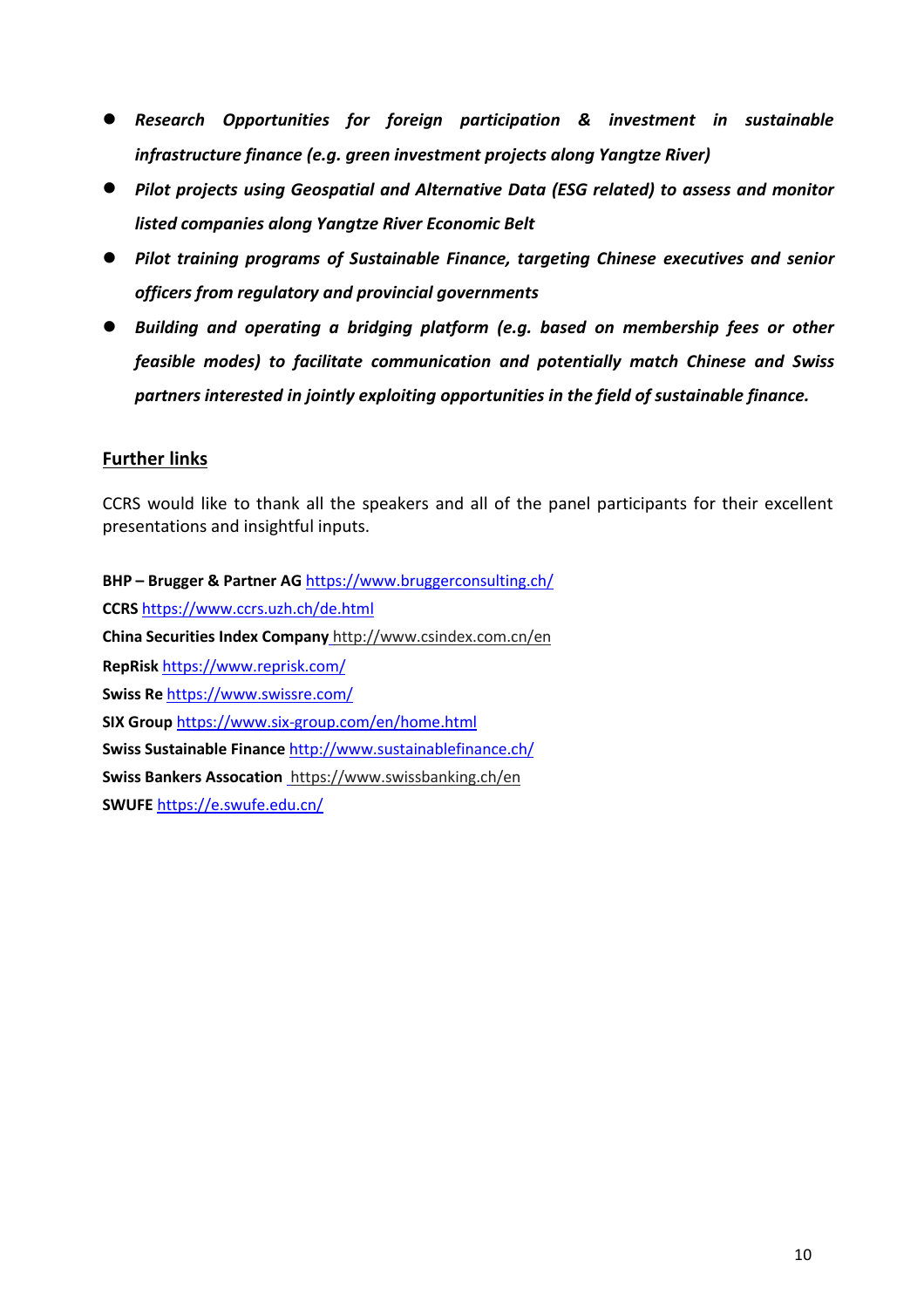- ***Research Opportunities for foreign participation & investment in sustainable infrastructure finance (e.g. green investment projects along Yangtze River)***
- ***Pilot projects using Geospatial and Alternative Data (ESG related) to assess and monitor listed companies along Yangtze River Economic Belt***
- ***Pilot training programs of Sustainable Finance, targeting Chinese executives and senior officers from regulatory and provincial governments***
- ***Building and operating a bridging platform (e.g. based on membership fees or other feasible modes) to facilitate communication and potentially match Chinese and Swiss partners interested in jointly exploiting opportunities in the field of sustainable finance.***

## Further links

CCRS would like to thank all the speakers and all of the panel participants for their excellent presentations and insightful inputs.

**BHP – Brugger & Partner AG** https://www.bruggerconsulting.ch/
**CCRS** https://www.ccrs.uzh.ch/de.html
**China Securities Index Company** http://www.csindex.com.cn/en
**RepRisk** https://www.reprisk.com/
**Swiss Re** https://www.swissre.com/
**SIX Group** https://www.six-group.com/en/home.html
**Swiss Sustainable Finance** http://www.sustainablefinance.ch/
**Swiss Bankers Assocation** https://www.swissbanking.ch/en
**SWUFE** https://e.swufe.edu.cn/